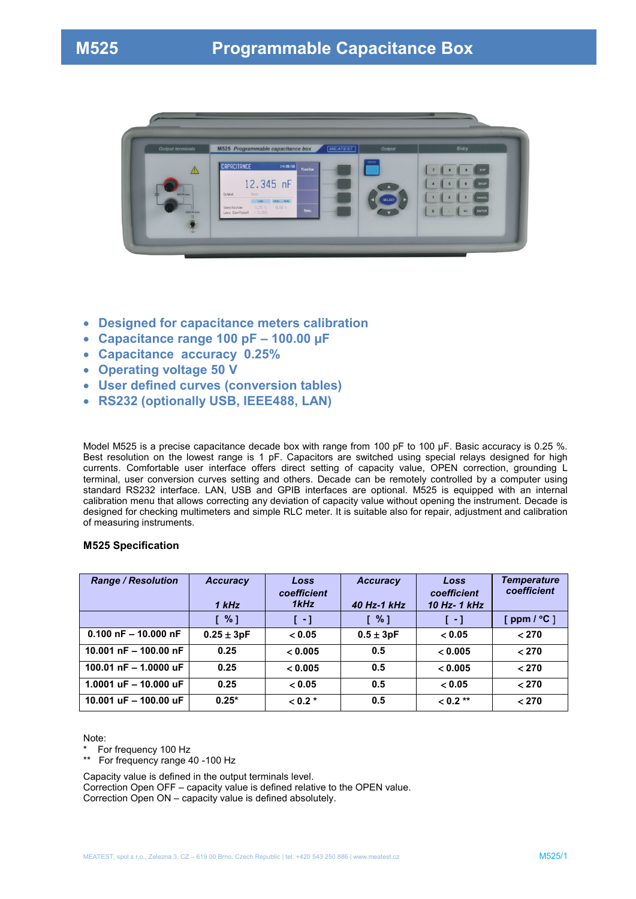# M525 Programmable Capacitance Box

- **Designed for capacitance meters calibration**
- **Capacitance range 100 pF – 100.00 μF**
- **Capacitance accuracy 0.25%**
- **Operating voltage 50 V**
- **User defined curves (conversion tables)**
- **RS232 (optionally USB, IEEE488, LAN)**

Model M525 is a precise capacitance decade box with range from 100 pF to 100 μF. Basic accuracy is 0.25 %. Best resolution on the lowest range is 1 pF. Capacitors are switched using special relays designed for high currents. Comfortable user interface offers direct setting of capacity value, OPEN correction, grounding L terminal, user conversion curves setting and others. Decade can be remotely controlled by a computer using standard RS232 interface. LAN, USB and GPIB interfaces are optional. M525 is equipped with an internal calibration menu that allows correcting any deviation of capacity value without opening the instrument. Decade is designed for checking multimeters and simple RLC meter. It is suitable also for repair, adjustment and calibration of measuring instruments.

### M525 Specification

| *Range / Resolution* | *Accuracy* 1 kHz | *Loss coefficient 1kHz* | *Accuracy* 40 Hz-1 kHz | *Loss coefficient 10 Hz- 1 kHz* | *Temperature coefficient* |
|---|---|---|---|---|---|
| | [ % ] | [ - ] | [ % ] | [ - ] | [ ppm / °C ] |
| 0.100 nF – 10.000 nF | 0.25 ± 3pF | < 0.05 | 0.5 ± 3pF | < 0.05 | < 270 |
| 10.001 nF – 100.00 nF | 0.25 | < 0.005 | 0.5 | < 0.005 | < 270 |
| 100.01 nF – 1.0000 uF | 0.25 | < 0.005 | 0.5 | < 0.005 | < 270 |
| 1.0001 uF – 10.000 uF | 0.25 | < 0.05 | 0.5 | < 0.05 | < 270 |
| 10.001 uF – 100.00 uF | 0.25* | < 0.2 * | 0.5 | < 0.2 ** | < 270 |

Note:
\* For frequency 100 Hz
\** For frequency range 40 -100 Hz

Capacity value is defined in the output terminals level.
Correction Open OFF – capacity value is defined relative to the OPEN value.
Correction Open ON – capacity value is defined absolutely.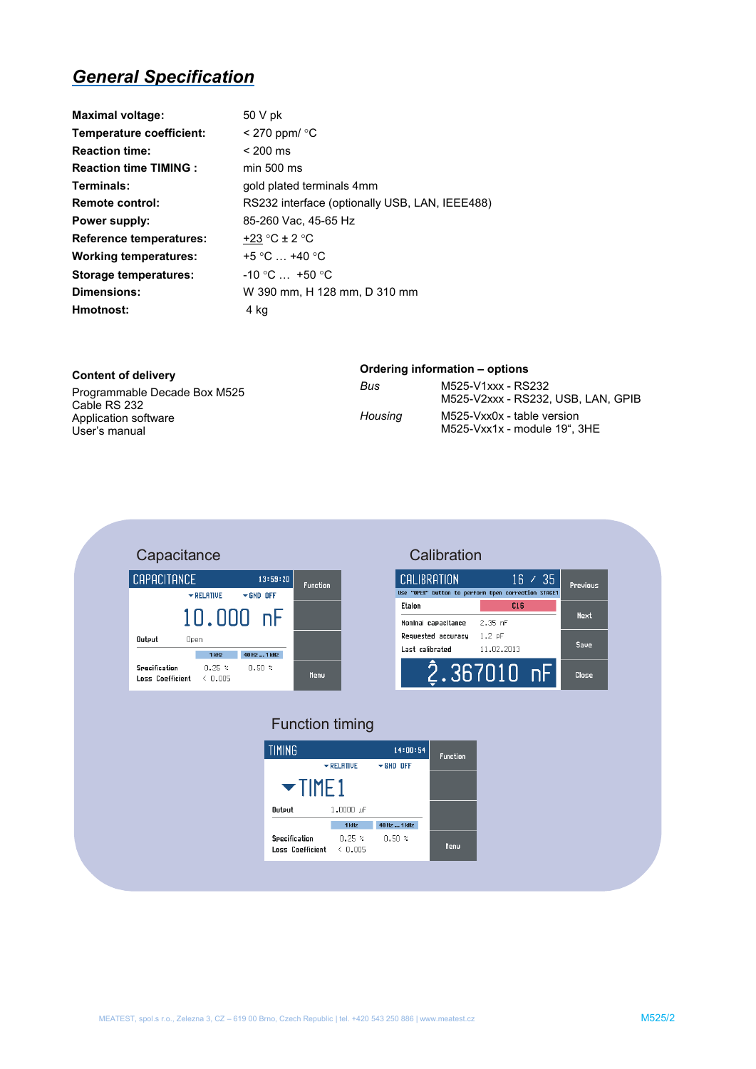## General Specification

| | |
|---|---|
| **Maximal voltage:** | 50 V pk |
| **Temperature coefficient:** | < 270 ppm/ °C |
| **Reaction time:** | < 200 ms |
| **Reaction time TIMING :** | min 500 ms |
| **Terminals:** | gold plated terminals 4mm |
| **Remote control:** | RS232 interface (optionally USB, LAN, IEEE488) |
| **Power supply:** | 85-260 Vac, 45-65 Hz |
| **Reference temperatures:** | +23 °C ± 2 °C |
| **Working temperatures:** | +5 °C … +40 °C |
| **Storage temperatures:** | -10 °C … +50 °C |
| **Dimensions:** | W 390 mm, H 128 mm, D 310 mm |
| **Hmotnost:** | 4 kg |

**Content of delivery**

Programmable Decade Box M525
Cable RS 232
Application software
User's manual

**Ordering information – options**

| | |
|---|---|
| *Bus* | M525-V1xxx - RS232 |
| | M525-V2xxx - RS232, USB, LAN, GPIB |
| *Housing* | M525-Vxx0x - table version |
| | M525-Vxx1x - module 19", 3HE |

Capacitance

CAPACITANCE 13:59:20
RELATIVE GND OFF
10.000 nF
Output Open
1 kHz 40 Hz ... 1 kHz
Specification 0.25 % 0.50 %
Loss Coefficient < 0.005
Function
Menu

Calibration

CALIBRATION 16 / 35
Use "OPEN" button to perform Open correction STAGE1
Etalon C16
Nominal capacitance 2.35 nF
Requested accuracy 1.2 pF
Last calibrated 11.02.2013
2.367010 nF
Previous
Next
Save
Close

Function timing

TIMING 14:00:54
RELATIVE GND OFF
TIME1
Output 1.0000 µF
1 kHz 40 Hz ... 1 kHz
Specification 0.25 % 0.50 %
Loss Coefficient < 0.005
Function
Menu

MEATEST, spol.s r.o., Zelezna 3, CZ – 619 00 Brno, Czech Republic | tel. +420 543 250 886 | www.meatest.cz